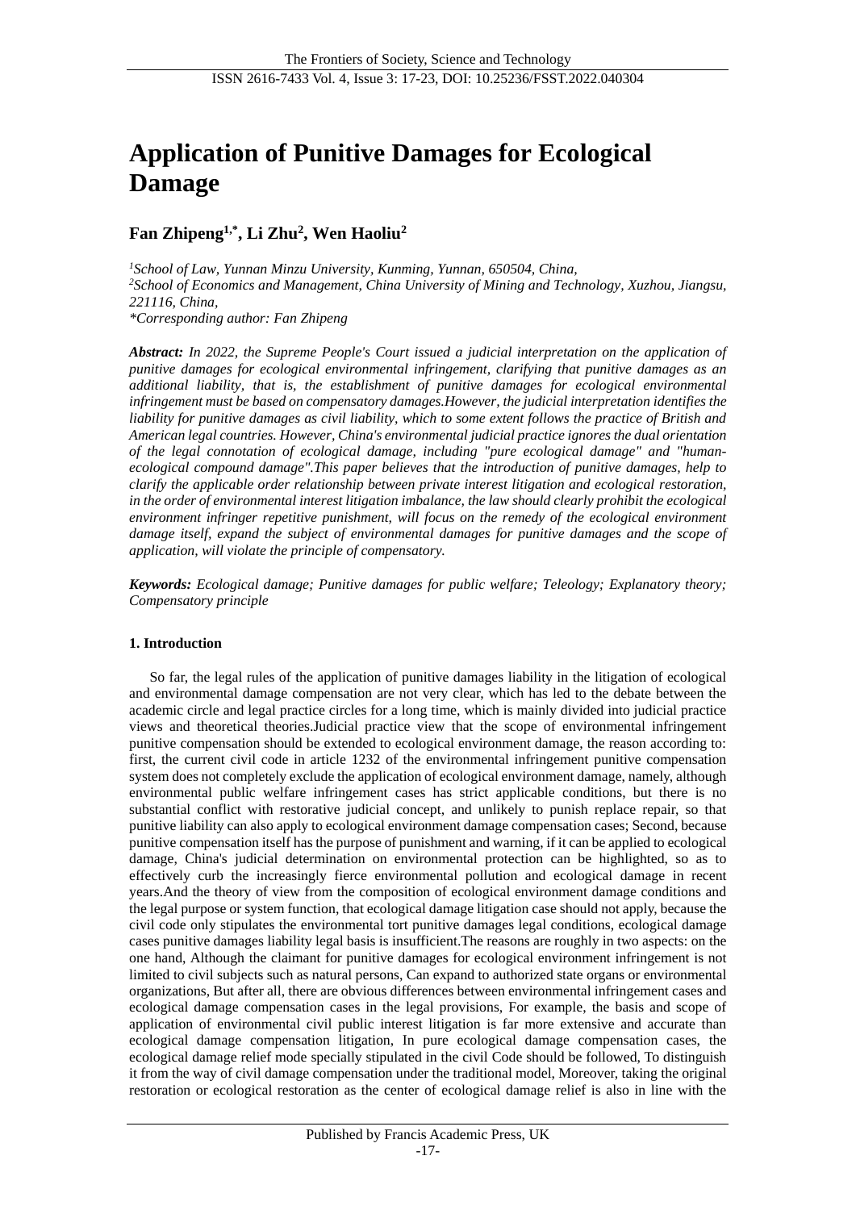# Application of Punitive Damages for Ecological Damage

**Fan Zhipeng[1,*], Li Zhu[2], Wen Haoliu[2]**

*[1]School of Law, Yunnan Minzu University, Kunming, Yunnan, 650504, China,*
*[2]School of Economics and Management, China University of Mining and Technology, Xuzhou, Jiangsu, 221116, China,*
*\*Corresponding author: Fan Zhipeng*

***Abstract:*** *In 2022, the Supreme People's Court issued a judicial interpretation on the application of punitive damages for ecological environmental infringement, clarifying that punitive damages as an additional liability, that is, the establishment of punitive damages for ecological environmental infringement must be based on compensatory damages.However, the judicial interpretation identifies the liability for punitive damages as civil liability, which to some extent follows the practice of British and American legal countries. However, China's environmental judicial practice ignores the dual orientation of the legal connotation of ecological damage, including "pure ecological damage" and "human-ecological compound damage".This paper believes that the introduction of punitive damages, help to clarify the applicable order relationship between private interest litigation and ecological restoration, in the order of environmental interest litigation imbalance, the law should clearly prohibit the ecological environment infringer repetitive punishment, will focus on the remedy of the ecological environment damage itself, expand the subject of environmental damages for punitive damages and the scope of application, will violate the principle of compensatory.*

***Keywords:*** *Ecological damage; Punitive damages for public welfare; Teleology; Explanatory theory; Compensatory principle*

## 1. Introduction

So far, the legal rules of the application of punitive damages liability in the litigation of ecological and environmental damage compensation are not very clear, which has led to the debate between the academic circle and legal practice circles for a long time, which is mainly divided into judicial practice views and theoretical theories.Judicial practice view that the scope of environmental infringement punitive compensation should be extended to ecological environment damage, the reason according to: first, the current civil code in article 1232 of the environmental infringement punitive compensation system does not completely exclude the application of ecological environment damage, namely, although environmental public welfare infringement cases has strict applicable conditions, but there is no substantial conflict with restorative judicial concept, and unlikely to punish replace repair, so that punitive liability can also apply to ecological environment damage compensation cases; Second, because punitive compensation itself has the purpose of punishment and warning, if it can be applied to ecological damage, China's judicial determination on environmental protection can be highlighted, so as to effectively curb the increasingly fierce environmental pollution and ecological damage in recent years.And the theory of view from the composition of ecological environment damage conditions and the legal purpose or system function, that ecological damage litigation case should not apply, because the civil code only stipulates the environmental tort punitive damages legal conditions, ecological damage cases punitive damages liability legal basis is insufficient.The reasons are roughly in two aspects: on the one hand, Although the claimant for punitive damages for ecological environment infringement is not limited to civil subjects such as natural persons, Can expand to authorized state organs or environmental organizations, But after all, there are obvious differences between environmental infringement cases and ecological damage compensation cases in the legal provisions, For example, the basis and scope of application of environmental civil public interest litigation is far more extensive and accurate than ecological damage compensation litigation, In pure ecological damage compensation cases, the ecological damage relief mode specially stipulated in the civil Code should be followed, To distinguish it from the way of civil damage compensation under the traditional model, Moreover, taking the original restoration or ecological restoration as the center of ecological damage relief is also in line with the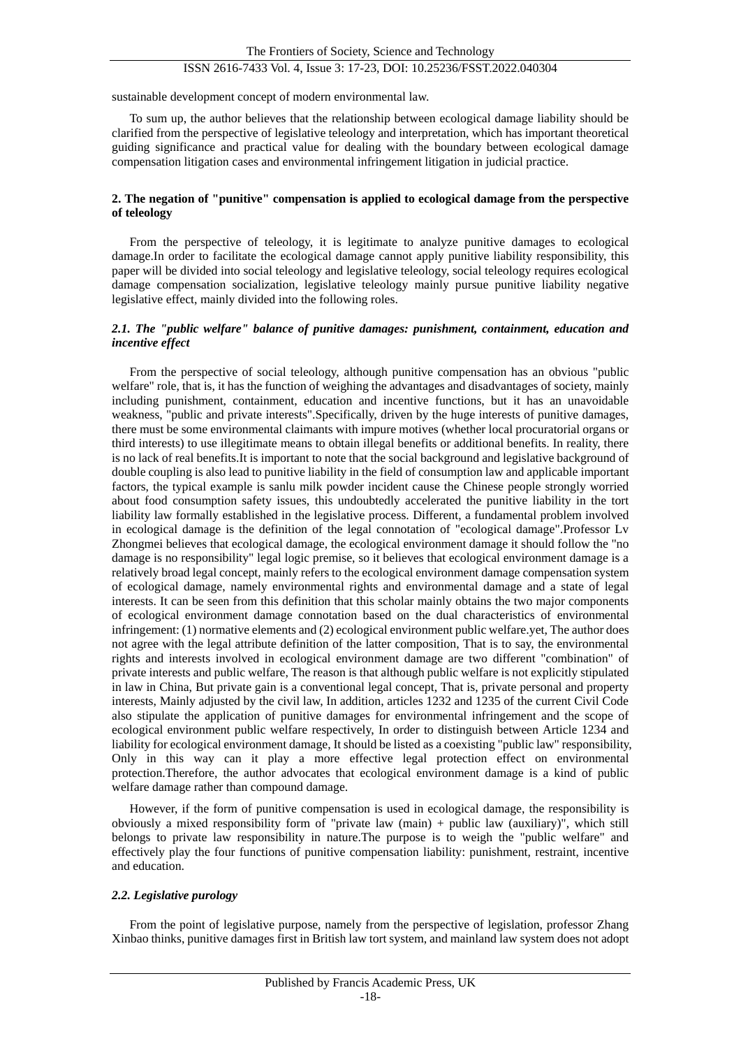sustainable development concept of modern environmental law.

To sum up, the author believes that the relationship between ecological damage liability should be clarified from the perspective of legislative teleology and interpretation, which has important theoretical guiding significance and practical value for dealing with the boundary between ecological damage compensation litigation cases and environmental infringement litigation in judicial practice.

## 2. The negation of "punitive" compensation is applied to ecological damage from the perspective of teleology

From the perspective of teleology, it is legitimate to analyze punitive damages to ecological damage.In order to facilitate the ecological damage cannot apply punitive liability responsibility, this paper will be divided into social teleology and legislative teleology, social teleology requires ecological damage compensation socialization, legislative teleology mainly pursue punitive liability negative legislative effect, mainly divided into the following roles.

### *2.1. The "public welfare" balance of punitive damages: punishment, containment, education and incentive effect*

From the perspective of social teleology, although punitive compensation has an obvious "public welfare" role, that is, it has the function of weighing the advantages and disadvantages of society, mainly including punishment, containment, education and incentive functions, but it has an unavoidable weakness, "public and private interests".Specifically, driven by the huge interests of punitive damages, there must be some environmental claimants with impure motives (whether local procuratorial organs or third interests) to use illegitimate means to obtain illegal benefits or additional benefits. In reality, there is no lack of real benefits.It is important to note that the social background and legislative background of double coupling is also lead to punitive liability in the field of consumption law and applicable important factors, the typical example is sanlu milk powder incident cause the Chinese people strongly worried about food consumption safety issues, this undoubtedly accelerated the punitive liability in the tort liability law formally established in the legislative process. Different, a fundamental problem involved in ecological damage is the definition of the legal connotation of "ecological damage".Professor Lv Zhongmei believes that ecological damage, the ecological environment damage it should follow the "no damage is no responsibility" legal logic premise, so it believes that ecological environment damage is a relatively broad legal concept, mainly refers to the ecological environment damage compensation system of ecological damage, namely environmental rights and environmental damage and a state of legal interests. It can be seen from this definition that this scholar mainly obtains the two major components of ecological environment damage connotation based on the dual characteristics of environmental infringement: (1) normative elements and (2) ecological environment public welfare.yet, The author does not agree with the legal attribute definition of the latter composition, That is to say, the environmental rights and interests involved in ecological environment damage are two different "combination" of private interests and public welfare, The reason is that although public welfare is not explicitly stipulated in law in China, But private gain is a conventional legal concept, That is, private personal and property interests, Mainly adjusted by the civil law, In addition, articles 1232 and 1235 of the current Civil Code also stipulate the application of punitive damages for environmental infringement and the scope of ecological environment public welfare respectively, In order to distinguish between Article 1234 and liability for ecological environment damage, It should be listed as a coexisting "public law" responsibility, Only in this way can it play a more effective legal protection effect on environmental protection.Therefore, the author advocates that ecological environment damage is a kind of public welfare damage rather than compound damage.

However, if the form of punitive compensation is used in ecological damage, the responsibility is obviously a mixed responsibility form of "private law (main) + public law (auxiliary)", which still belongs to private law responsibility in nature.The purpose is to weigh the "public welfare" and effectively play the four functions of punitive compensation liability: punishment, restraint, incentive and education.

### *2.2. Legislative purology*

From the point of legislative purpose, namely from the perspective of legislation, professor Zhang Xinbao thinks, punitive damages first in British law tort system, and mainland law system does not adopt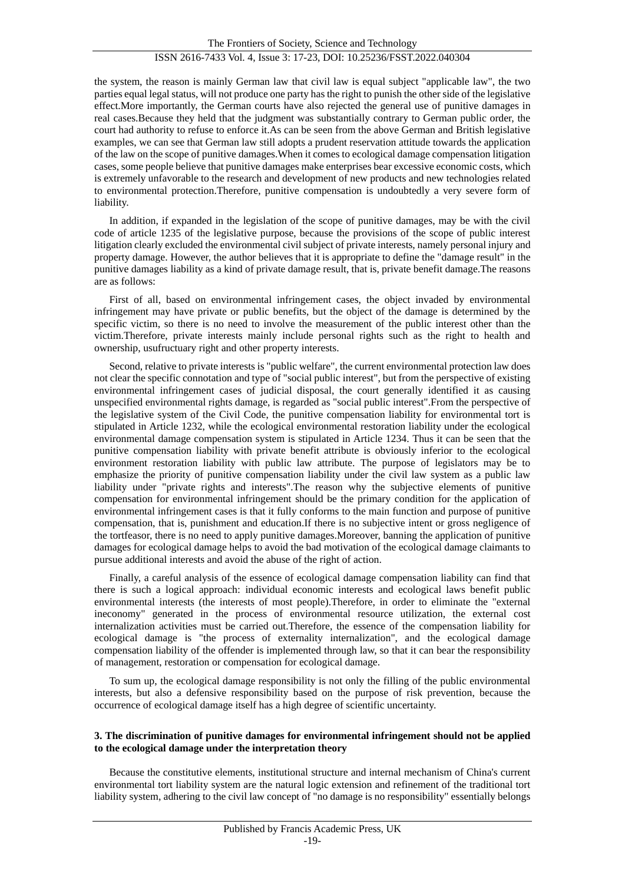the system, the reason is mainly German law that civil law is equal subject "applicable law", the two parties equal legal status, will not produce one party has the right to punish the other side of the legislative effect.More importantly, the German courts have also rejected the general use of punitive damages in real cases.Because they held that the judgment was substantially contrary to German public order, the court had authority to refuse to enforce it.As can be seen from the above German and British legislative examples, we can see that German law still adopts a prudent reservation attitude towards the application of the law on the scope of punitive damages.When it comes to ecological damage compensation litigation cases, some people believe that punitive damages make enterprises bear excessive economic costs, which is extremely unfavorable to the research and development of new products and new technologies related to environmental protection.Therefore, punitive compensation is undoubtedly a very severe form of liability.

In addition, if expanded in the legislation of the scope of punitive damages, may be with the civil code of article 1235 of the legislative purpose, because the provisions of the scope of public interest litigation clearly excluded the environmental civil subject of private interests, namely personal injury and property damage. However, the author believes that it is appropriate to define the "damage result" in the punitive damages liability as a kind of private damage result, that is, private benefit damage.The reasons are as follows:

First of all, based on environmental infringement cases, the object invaded by environmental infringement may have private or public benefits, but the object of the damage is determined by the specific victim, so there is no need to involve the measurement of the public interest other than the victim.Therefore, private interests mainly include personal rights such as the right to health and ownership, usufructuary right and other property interests.

Second, relative to private interests is "public welfare", the current environmental protection law does not clear the specific connotation and type of "social public interest", but from the perspective of existing environmental infringement cases of judicial disposal, the court generally identified it as causing unspecified environmental rights damage, is regarded as "social public interest".From the perspective of the legislative system of the Civil Code, the punitive compensation liability for environmental tort is stipulated in Article 1232, while the ecological environmental restoration liability under the ecological environmental damage compensation system is stipulated in Article 1234. Thus it can be seen that the punitive compensation liability with private benefit attribute is obviously inferior to the ecological environment restoration liability with public law attribute. The purpose of legislators may be to emphasize the priority of punitive compensation liability under the civil law system as a public law liability under "private rights and interests".The reason why the subjective elements of punitive compensation for environmental infringement should be the primary condition for the application of environmental infringement cases is that it fully conforms to the main function and purpose of punitive compensation, that is, punishment and education.If there is no subjective intent or gross negligence of the tortfeasor, there is no need to apply punitive damages.Moreover, banning the application of punitive damages for ecological damage helps to avoid the bad motivation of the ecological damage claimants to pursue additional interests and avoid the abuse of the right of action.

Finally, a careful analysis of the essence of ecological damage compensation liability can find that there is such a logical approach: individual economic interests and ecological laws benefit public environmental interests (the interests of most people).Therefore, in order to eliminate the "external ineconomy" generated in the process of environmental resource utilization, the external cost internalization activities must be carried out.Therefore, the essence of the compensation liability for ecological damage is "the process of externality internalization", and the ecological damage compensation liability of the offender is implemented through law, so that it can bear the responsibility of management, restoration or compensation for ecological damage.

To sum up, the ecological damage responsibility is not only the filling of the public environmental interests, but also a defensive responsibility based on the purpose of risk prevention, because the occurrence of ecological damage itself has a high degree of scientific uncertainty.

### 3. The discrimination of punitive damages for environmental infringement should not be applied to the ecological damage under the interpretation theory

Because the constitutive elements, institutional structure and internal mechanism of China's current environmental tort liability system are the natural logic extension and refinement of the traditional tort liability system, adhering to the civil law concept of "no damage is no responsibility" essentially belongs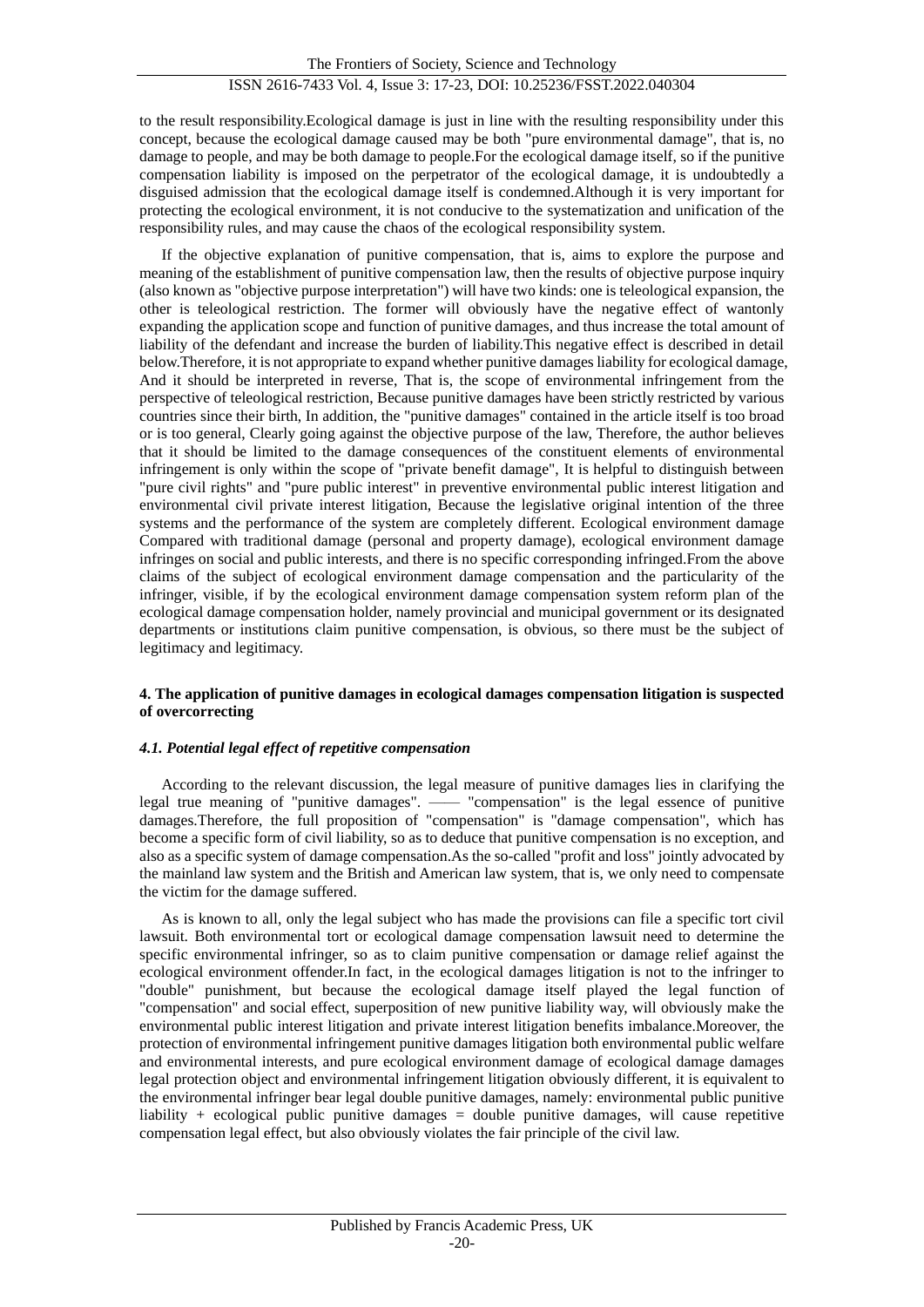to the result responsibility.Ecological damage is just in line with the resulting responsibility under this concept, because the ecological damage caused may be both "pure environmental damage", that is, no damage to people, and may be both damage to people.For the ecological damage itself, so if the punitive compensation liability is imposed on the perpetrator of the ecological damage, it is undoubtedly a disguised admission that the ecological damage itself is condemned.Although it is very important for protecting the ecological environment, it is not conducive to the systematization and unification of the responsibility rules, and may cause the chaos of the ecological responsibility system.

If the objective explanation of punitive compensation, that is, aims to explore the purpose and meaning of the establishment of punitive compensation law, then the results of objective purpose inquiry (also known as "objective purpose interpretation") will have two kinds: one is teleological expansion, the other is teleological restriction. The former will obviously have the negative effect of wantonly expanding the application scope and function of punitive damages, and thus increase the total amount of liability of the defendant and increase the burden of liability.This negative effect is described in detail below.Therefore, it is not appropriate to expand whether punitive damages liability for ecological damage, And it should be interpreted in reverse, That is, the scope of environmental infringement from the perspective of teleological restriction, Because punitive damages have been strictly restricted by various countries since their birth, In addition, the "punitive damages" contained in the article itself is too broad or is too general, Clearly going against the objective purpose of the law, Therefore, the author believes that it should be limited to the damage consequences of the constituent elements of environmental infringement is only within the scope of "private benefit damage", It is helpful to distinguish between "pure civil rights" and "pure public interest" in preventive environmental public interest litigation and environmental civil private interest litigation, Because the legislative original intention of the three systems and the performance of the system are completely different. Ecological environment damage Compared with traditional damage (personal and property damage), ecological environment damage infringes on social and public interests, and there is no specific corresponding infringed.From the above claims of the subject of ecological environment damage compensation and the particularity of the infringer, visible, if by the ecological environment damage compensation system reform plan of the ecological damage compensation holder, namely provincial and municipal government or its designated departments or institutions claim punitive compensation, is obvious, so there must be the subject of legitimacy and legitimacy.

## 4. The application of punitive damages in ecological damages compensation litigation is suspected of overcorrecting

### *4.1. Potential legal effect of repetitive compensation*

According to the relevant discussion, the legal measure of punitive damages lies in clarifying the legal true meaning of "punitive damages". —— "compensation" is the legal essence of punitive damages.Therefore, the full proposition of "compensation" is "damage compensation", which has become a specific form of civil liability, so as to deduce that punitive compensation is no exception, and also as a specific system of damage compensation.As the so-called "profit and loss" jointly advocated by the mainland law system and the British and American law system, that is, we only need to compensate the victim for the damage suffered.

As is known to all, only the legal subject who has made the provisions can file a specific tort civil lawsuit. Both environmental tort or ecological damage compensation lawsuit need to determine the specific environmental infringer, so as to claim punitive compensation or damage relief against the ecological environment offender.In fact, in the ecological damages litigation is not to the infringer to "double" punishment, but because the ecological damage itself played the legal function of "compensation" and social effect, superposition of new punitive liability way, will obviously make the environmental public interest litigation and private interest litigation benefits imbalance.Moreover, the protection of environmental infringement punitive damages litigation both environmental public welfare and environmental interests, and pure ecological environment damage of ecological damage damages legal protection object and environmental infringement litigation obviously different, it is equivalent to the environmental infringer bear legal double punitive damages, namely: environmental public punitive liability + ecological public punitive damages = double punitive damages, will cause repetitive compensation legal effect, but also obviously violates the fair principle of the civil law.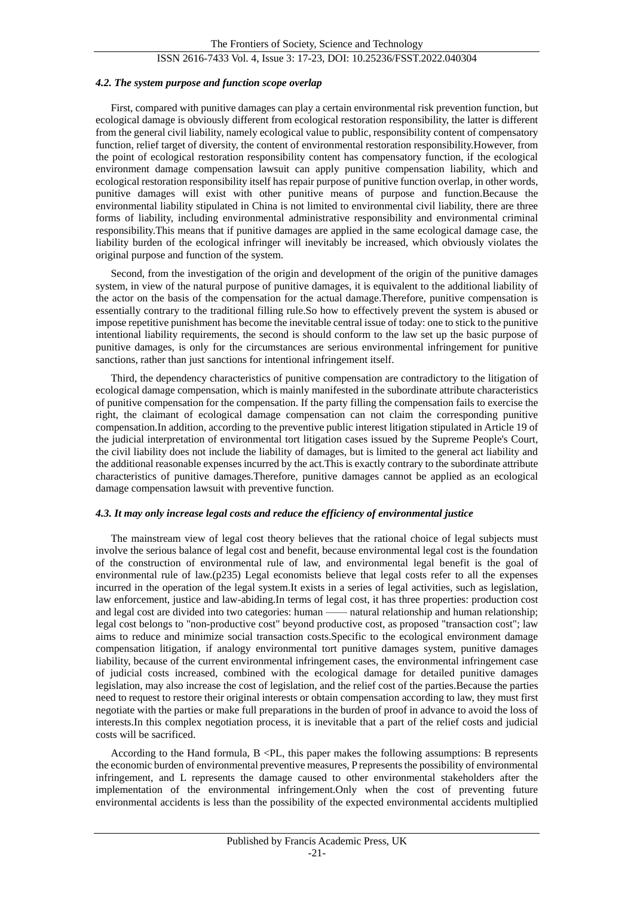#### *4.2. The system purpose and function scope overlap*

First, compared with punitive damages can play a certain environmental risk prevention function, but ecological damage is obviously different from ecological restoration responsibility, the latter is different from the general civil liability, namely ecological value to public, responsibility content of compensatory function, relief target of diversity, the content of environmental restoration responsibility.However, from the point of ecological restoration responsibility content has compensatory function, if the ecological environment damage compensation lawsuit can apply punitive compensation liability, which and ecological restoration responsibility itself has repair purpose of punitive function overlap, in other words, punitive damages will exist with other punitive means of purpose and function.Because the environmental liability stipulated in China is not limited to environmental civil liability, there are three forms of liability, including environmental administrative responsibility and environmental criminal responsibility.This means that if punitive damages are applied in the same ecological damage case, the liability burden of the ecological infringer will inevitably be increased, which obviously violates the original purpose and function of the system.

Second, from the investigation of the origin and development of the origin of the punitive damages system, in view of the natural purpose of punitive damages, it is equivalent to the additional liability of the actor on the basis of the compensation for the actual damage.Therefore, punitive compensation is essentially contrary to the traditional filling rule.So how to effectively prevent the system is abused or impose repetitive punishment has become the inevitable central issue of today: one to stick to the punitive intentional liability requirements, the second is should conform to the law set up the basic purpose of punitive damages, is only for the circumstances are serious environmental infringement for punitive sanctions, rather than just sanctions for intentional infringement itself.

Third, the dependency characteristics of punitive compensation are contradictory to the litigation of ecological damage compensation, which is mainly manifested in the subordinate attribute characteristics of punitive compensation for the compensation. If the party filling the compensation fails to exercise the right, the claimant of ecological damage compensation can not claim the corresponding punitive compensation.In addition, according to the preventive public interest litigation stipulated in Article 19 of the judicial interpretation of environmental tort litigation cases issued by the Supreme People's Court, the civil liability does not include the liability of damages, but is limited to the general act liability and the additional reasonable expenses incurred by the act.This is exactly contrary to the subordinate attribute characteristics of punitive damages.Therefore, punitive damages cannot be applied as an ecological damage compensation lawsuit with preventive function.

#### *4.3. It may only increase legal costs and reduce the efficiency of environmental justice*

The mainstream view of legal cost theory believes that the rational choice of legal subjects must involve the serious balance of legal cost and benefit, because environmental legal cost is the foundation of the construction of environmental rule of law, and environmental legal benefit is the goal of environmental rule of law.(p235) Legal economists believe that legal costs refer to all the expenses incurred in the operation of the legal system.It exists in a series of legal activities, such as legislation, law enforcement, justice and law-abiding.In terms of legal cost, it has three properties: production cost and legal cost are divided into two categories: human —— natural relationship and human relationship; legal cost belongs to "non-productive cost" beyond productive cost, as proposed "transaction cost"; law aims to reduce and minimize social transaction costs.Specific to the ecological environment damage compensation litigation, if analogy environmental tort punitive damages system, punitive damages liability, because of the current environmental infringement cases, the environmental infringement case of judicial costs increased, combined with the ecological damage for detailed punitive damages legislation, may also increase the cost of legislation, and the relief cost of the parties.Because the parties need to request to restore their original interests or obtain compensation according to law, they must first negotiate with the parties or make full preparations in the burden of proof in advance to avoid the loss of interests.In this complex negotiation process, it is inevitable that a part of the relief costs and judicial costs will be sacrificed.

According to the Hand formula, $B < PL$, this paper makes the following assumptions: B represents the economic burden of environmental preventive measures, P represents the possibility of environmental infringement, and L represents the damage caused to other environmental stakeholders after the implementation of the environmental infringement.Only when the cost of preventing future environmental accidents is less than the possibility of the expected environmental accidents multiplied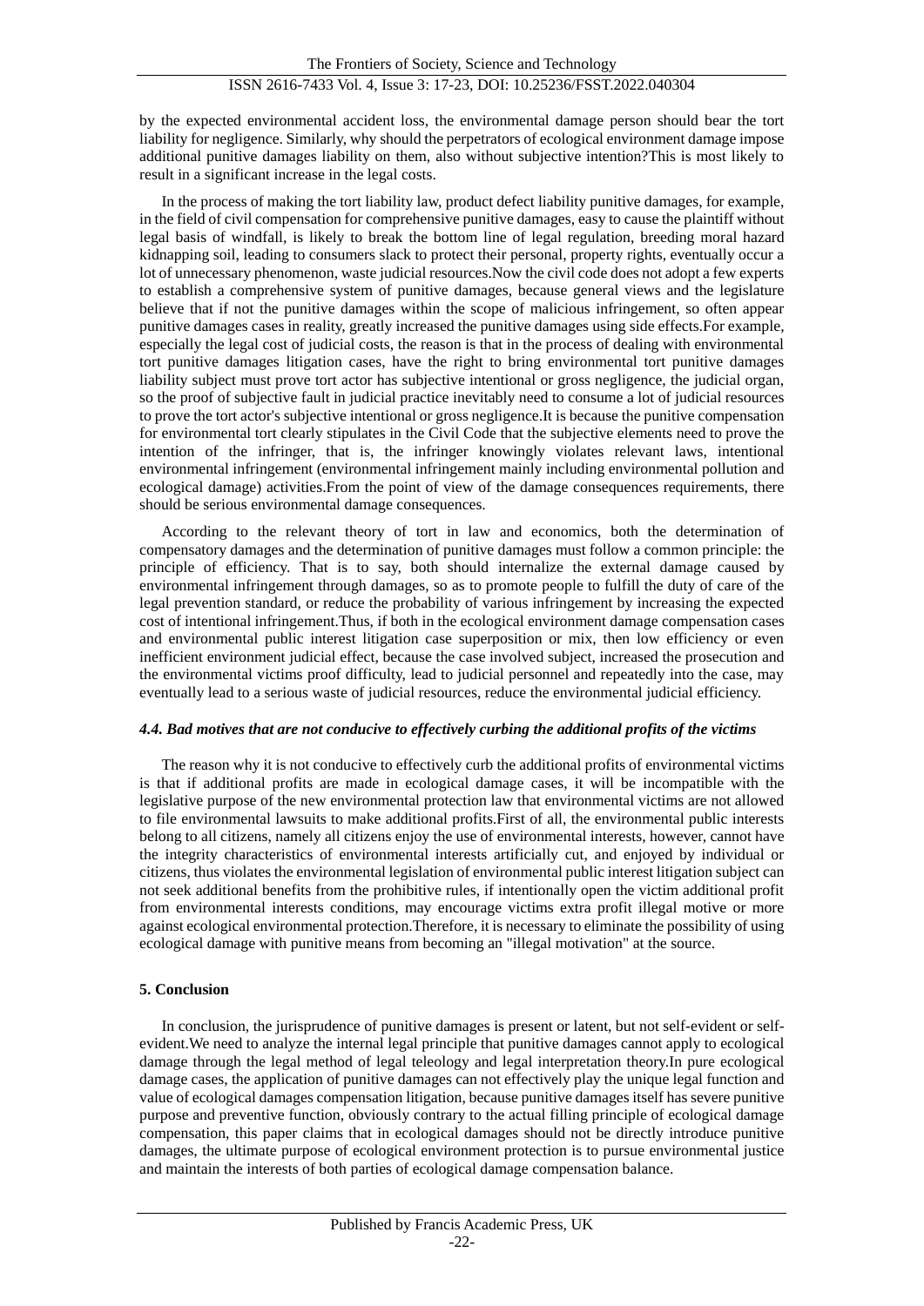by the expected environmental accident loss, the environmental damage person should bear the tort liability for negligence. Similarly, why should the perpetrators of ecological environment damage impose additional punitive damages liability on them, also without subjective intention?This is most likely to result in a significant increase in the legal costs.

In the process of making the tort liability law, product defect liability punitive damages, for example, in the field of civil compensation for comprehensive punitive damages, easy to cause the plaintiff without legal basis of windfall, is likely to break the bottom line of legal regulation, breeding moral hazard kidnapping soil, leading to consumers slack to protect their personal, property rights, eventually occur a lot of unnecessary phenomenon, waste judicial resources.Now the civil code does not adopt a few experts to establish a comprehensive system of punitive damages, because general views and the legislature believe that if not the punitive damages within the scope of malicious infringement, so often appear punitive damages cases in reality, greatly increased the punitive damages using side effects.For example, especially the legal cost of judicial costs, the reason is that in the process of dealing with environmental tort punitive damages litigation cases, have the right to bring environmental tort punitive damages liability subject must prove tort actor has subjective intentional or gross negligence, the judicial organ, so the proof of subjective fault in judicial practice inevitably need to consume a lot of judicial resources to prove the tort actor's subjective intentional or gross negligence.It is because the punitive compensation for environmental tort clearly stipulates in the Civil Code that the subjective elements need to prove the intention of the infringer, that is, the infringer knowingly violates relevant laws, intentional environmental infringement (environmental infringement mainly including environmental pollution and ecological damage) activities.From the point of view of the damage consequences requirements, there should be serious environmental damage consequences.

According to the relevant theory of tort in law and economics, both the determination of compensatory damages and the determination of punitive damages must follow a common principle: the principle of efficiency. That is to say, both should internalize the external damage caused by environmental infringement through damages, so as to promote people to fulfill the duty of care of the legal prevention standard, or reduce the probability of various infringement by increasing the expected cost of intentional infringement.Thus, if both in the ecological environment damage compensation cases and environmental public interest litigation case superposition or mix, then low efficiency or even inefficient environment judicial effect, because the case involved subject, increased the prosecution and the environmental victims proof difficulty, lead to judicial personnel and repeatedly into the case, may eventually lead to a serious waste of judicial resources, reduce the environmental judicial efficiency.

### *4.4. Bad motives that are not conducive to effectively curbing the additional profits of the victims*

The reason why it is not conducive to effectively curb the additional profits of environmental victims is that if additional profits are made in ecological damage cases, it will be incompatible with the legislative purpose of the new environmental protection law that environmental victims are not allowed to file environmental lawsuits to make additional profits.First of all, the environmental public interests belong to all citizens, namely all citizens enjoy the use of environmental interests, however, cannot have the integrity characteristics of environmental interests artificially cut, and enjoyed by individual or citizens, thus violates the environmental legislation of environmental public interest litigation subject can not seek additional benefits from the prohibitive rules, if intentionally open the victim additional profit from environmental interests conditions, may encourage victims extra profit illegal motive or more against ecological environmental protection.Therefore, it is necessary to eliminate the possibility of using ecological damage with punitive means from becoming an "illegal motivation" at the source.

## 5. Conclusion

In conclusion, the jurisprudence of punitive damages is present or latent, but not self-evident or self-evident.We need to analyze the internal legal principle that punitive damages cannot apply to ecological damage through the legal method of legal teleology and legal interpretation theory.In pure ecological damage cases, the application of punitive damages can not effectively play the unique legal function and value of ecological damages compensation litigation, because punitive damages itself has severe punitive purpose and preventive function, obviously contrary to the actual filling principle of ecological damage compensation, this paper claims that in ecological damages should not be directly introduce punitive damages, the ultimate purpose of ecological environment protection is to pursue environmental justice and maintain the interests of both parties of ecological damage compensation balance.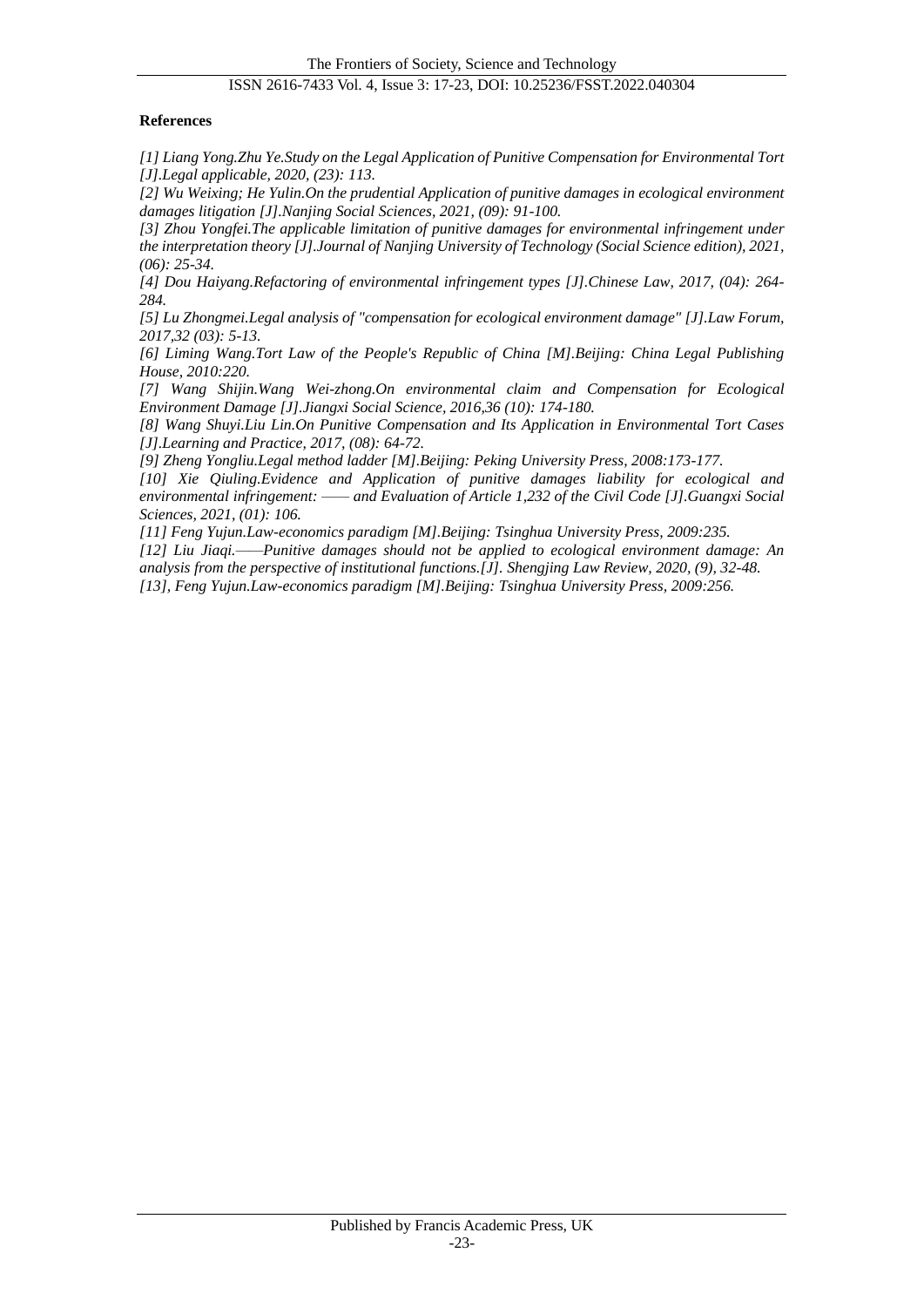**References**

*[1] Liang Yong.Zhu Ye.Study on the Legal Application of Punitive Compensation for Environmental Tort [J].Legal applicable, 2020, (23): 113.*

*[2] Wu Weixing; He Yulin.On the prudential Application of punitive damages in ecological environment damages litigation [J].Nanjing Social Sciences, 2021, (09): 91-100.*

*[3] Zhou Yongfei.The applicable limitation of punitive damages for environmental infringement under the interpretation theory [J].Journal of Nanjing University of Technology (Social Science edition), 2021, (06): 25-34.*

*[4] Dou Haiyang.Refactoring of environmental infringement types [J].Chinese Law, 2017, (04): 264-284.*

*[5] Lu Zhongmei.Legal analysis of "compensation for ecological environment damage" [J].Law Forum, 2017,32 (03): 5-13.*

*[6] Liming Wang.Tort Law of the People's Republic of China [M].Beijing: China Legal Publishing House, 2010:220.*

*[7] Wang Shijin.Wang Wei-zhong.On environmental claim and Compensation for Ecological Environment Damage [J].Jiangxi Social Science, 2016,36 (10): 174-180.*

*[8] Wang Shuyi.Liu Lin.On Punitive Compensation and Its Application in Environmental Tort Cases [J].Learning and Practice, 2017, (08): 64-72.*

*[9] Zheng Yongliu.Legal method ladder [M].Beijing: Peking University Press, 2008:173-177.*

*[10] Xie Qiuling.Evidence and Application of punitive damages liability for ecological and environmental infringement: —— and Evaluation of Article 1,232 of the Civil Code [J].Guangxi Social Sciences, 2021, (01): 106.*

*[11] Feng Yujun.Law-economics paradigm [M].Beijing: Tsinghua University Press, 2009:235.*

*[12] Liu Jiaqi.——Punitive damages should not be applied to ecological environment damage: An analysis from the perspective of institutional functions.[J]. Shengjing Law Review, 2020, (9), 32-48.*

*[13], Feng Yujun.Law-economics paradigm [M].Beijing: Tsinghua University Press, 2009:256.*